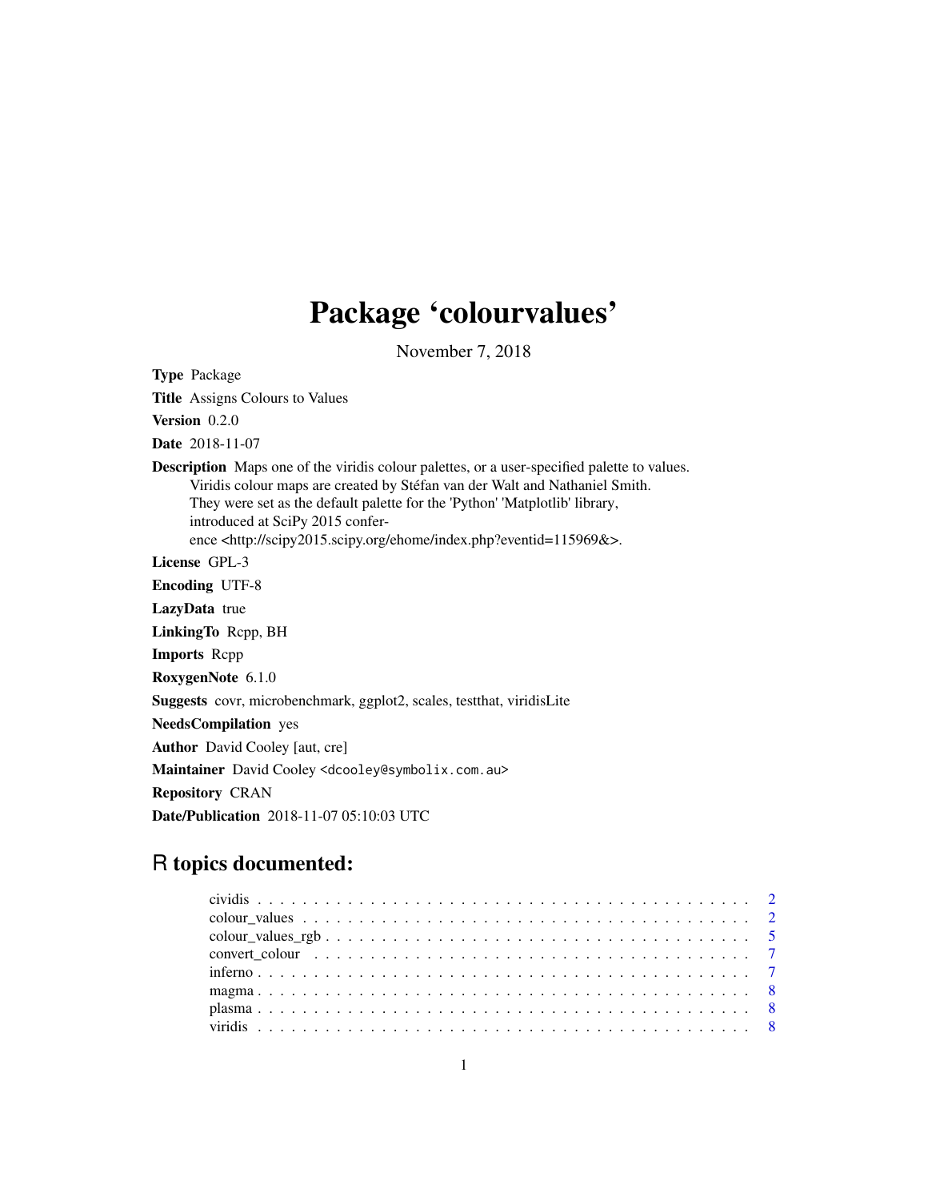# Package 'colourvalues'

November 7, 2018

**Type** Package

**Title** Assigns Colours to Values

**Version** 0.2.0

**Date** 2018-11-07

**Description** Maps one of the viridis colour palettes, or a user-specified palette to values. Viridis colour maps are created by Stéfan van der Walt and Nathaniel Smith. They were set as the default palette for the 'Python' 'Matplotlib' library, introduced at SciPy 2015 conference <http://scipy2015.scipy.org/ehome/index.php?eventid=115969&>.

**License** GPL-3

**Encoding** UTF-8

**LazyData** true

**LinkingTo** Rcpp, BH

**Imports** Rcpp

**RoxygenNote** 6.1.0

**Suggests** covr, microbenchmark, ggplot2, scales, testthat, viridisLite

**NeedsCompilation** yes

**Author** David Cooley [aut, cre]

**Maintainer** David Cooley <dcooley@symbolix.com.au>

**Repository** CRAN

**Date/Publication** 2018-11-07 05:10:03 UTC

## R topics documented:

- cividis . . . . . . . . . . . . . . . . . . . . . . . . . . . . . . . . . . . . . . . . . . . 2
- colour_values . . . . . . . . . . . . . . . . . . . . . . . . . . . . . . . . . . . . . . . . 2
- colour_values_rgb . . . . . . . . . . . . . . . . . . . . . . . . . . . . . . . . . . . . . 5
- convert_colour . . . . . . . . . . . . . . . . . . . . . . . . . . . . . . . . . . . . . . 7
- inferno . . . . . . . . . . . . . . . . . . . . . . . . . . . . . . . . . . . . . . . . . . . 7
- magma . . . . . . . . . . . . . . . . . . . . . . . . . . . . . . . . . . . . . . . . . . . 8
- plasma . . . . . . . . . . . . . . . . . . . . . . . . . . . . . . . . . . . . . . . . . . . 8
- viridis . . . . . . . . . . . . . . . . . . . . . . . . . . . . . . . . . . . . . . . . . . . 8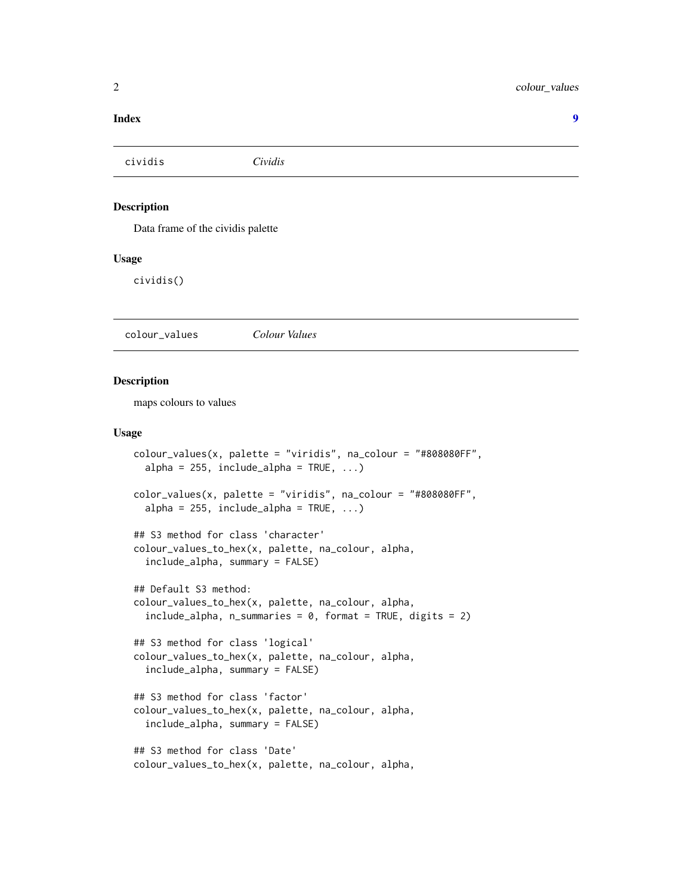**Index** **9**

---

`cividis` *Cividis*

---

### Description

Data frame of the cividis palette

### Usage

```
cividis()
```

---

`colour_values` *Colour Values*

---

### Description

maps colours to values

### Usage

```
colour_values(x, palette = "viridis", na_colour = "#808080FF",
  alpha = 255, include_alpha = TRUE, ...)

color_values(x, palette = "viridis", na_colour = "#808080FF",
  alpha = 255, include_alpha = TRUE, ...)

## S3 method for class 'character'
colour_values_to_hex(x, palette, na_colour, alpha,
  include_alpha, summary = FALSE)

## Default S3 method:
colour_values_to_hex(x, palette, na_colour, alpha,
  include_alpha, n_summaries = 0, format = TRUE, digits = 2)

## S3 method for class 'logical'
colour_values_to_hex(x, palette, na_colour, alpha,
  include_alpha, summary = FALSE)

## S3 method for class 'factor'
colour_values_to_hex(x, palette, na_colour, alpha,
  include_alpha, summary = FALSE)

## S3 method for class 'Date'
colour_values_to_hex(x, palette, na_colour, alpha,
```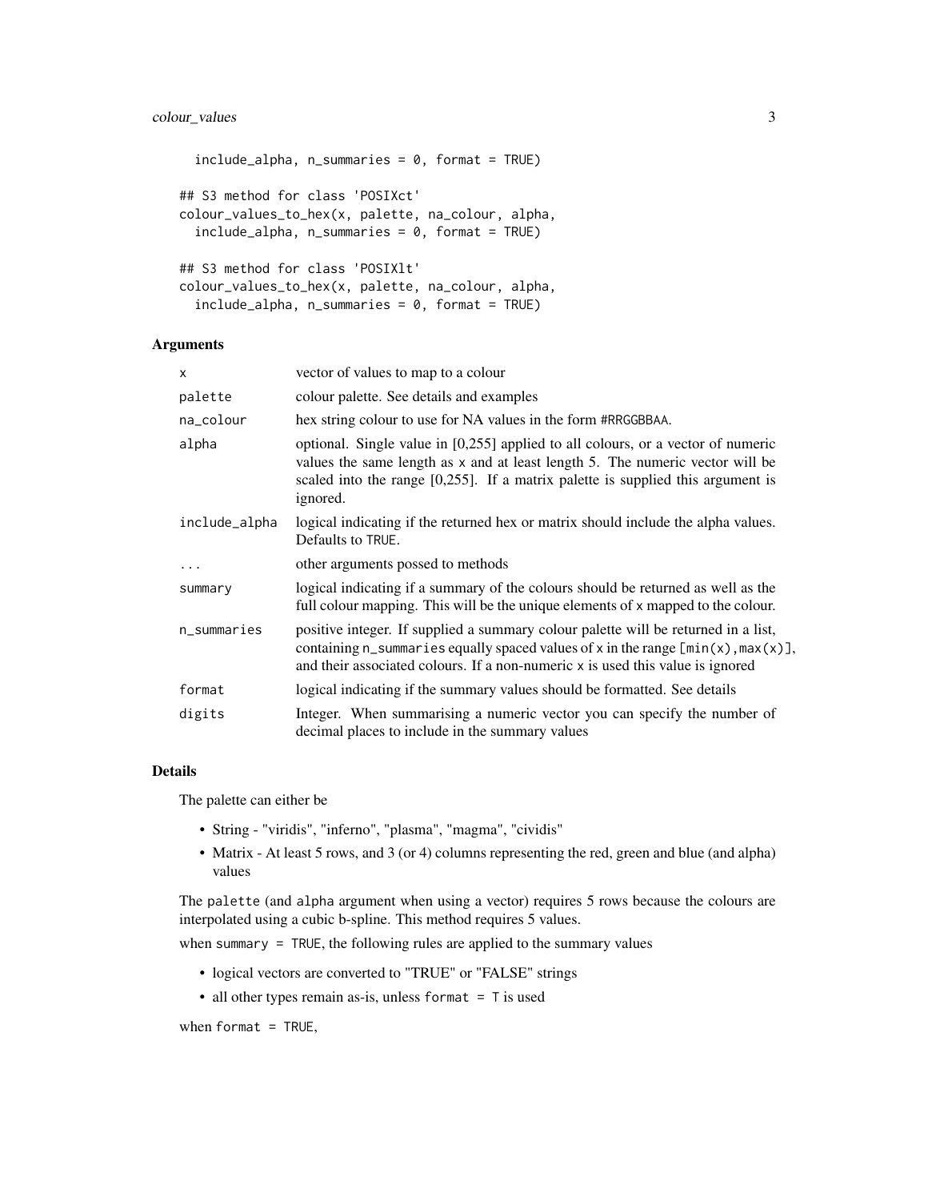```
  include_alpha, n_summaries = 0, format = TRUE)

## S3 method for class 'POSIXct'
colour_values_to_hex(x, palette, na_colour, alpha,
  include_alpha, n_summaries = 0, format = TRUE)

## S3 method for class 'POSIXlt'
colour_values_to_hex(x, palette, na_colour, alpha,
  include_alpha, n_summaries = 0, format = TRUE)
```

## Arguments

| | |
|---|---|
| `x` | vector of values to map to a colour |
| `palette` | colour palette. See details and examples |
| `na_colour` | hex string colour to use for NA values in the form `#RRGGBBAA`. |
| `alpha` | optional. Single value in [0,255] applied to all colours, or a vector of numeric values the same length as `x` and at least length 5. The numeric vector will be scaled into the range [0,255]. If a matrix palette is supplied this argument is ignored. |
| `include_alpha` | logical indicating if the returned hex or matrix should include the alpha values. Defaults to `TRUE`. |
| `...` | other arguments possed to methods |
| `summary` | logical indicating if a summary of the colours should be returned as well as the full colour mapping. This will be the unique elements of `x` mapped to the colour. |
| `n_summaries` | positive integer. If supplied a summary colour palette will be returned in a list, containing `n_summaries` equally spaced values of `x` in the range `[min(x),max(x)]`, and their associated colours. If a non-numeric `x` is used this value is ignored |
| `format` | logical indicating if the summary values should be formatted. See details |
| `digits` | Integer. When summarising a numeric vector you can specify the number of decimal places to include in the summary values |

## Details

The palette can either be

- String - "viridis", "inferno", "plasma", "magma", "cividis"
- Matrix - At least 5 rows, and 3 (or 4) columns representing the red, green and blue (and alpha) values

The `palette` (and `alpha` argument when using a vector) requires 5 rows because the colours are interpolated using a cubic b-spline. This method requires 5 values.

when `summary = TRUE`, the following rules are applied to the summary values

- logical vectors are converted to "TRUE" or "FALSE" strings
- all other types remain as-is, unless `format = T` is used

when `format = TRUE`,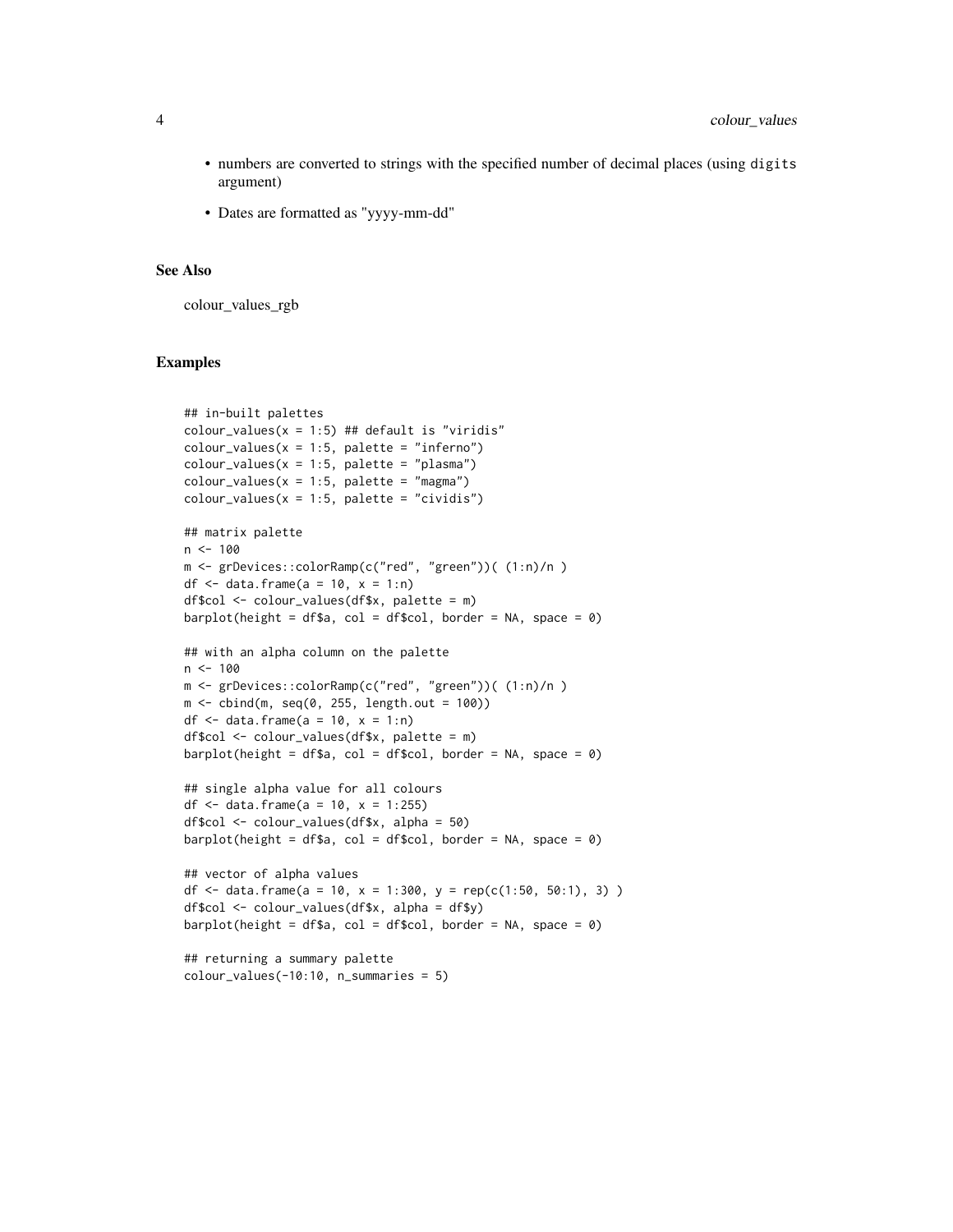- numbers are converted to strings with the specified number of decimal places (using `digits` argument)
- Dates are formatted as "yyyy-mm-dd"

## See Also

colour_values_rgb

## Examples

```
## in-built palettes
colour_values(x = 1:5) ## default is "viridis"
colour_values(x = 1:5, palette = "inferno")
colour_values(x = 1:5, palette = "plasma")
colour_values(x = 1:5, palette = "magma")
colour_values(x = 1:5, palette = "cividis")

## matrix palette
n <- 100
m <- grDevices::colorRamp(c("red", "green"))( (1:n)/n )
df <- data.frame(a = 10, x = 1:n)
df$col <- colour_values(df$x, palette = m)
barplot(height = df$a, col = df$col, border = NA, space = 0)

## with an alpha column on the palette
n <- 100
m <- grDevices::colorRamp(c("red", "green"))( (1:n)/n )
m <- cbind(m, seq(0, 255, length.out = 100))
df <- data.frame(a = 10, x = 1:n)
df$col <- colour_values(df$x, palette = m)
barplot(height = df$a, col = df$col, border = NA, space = 0)

## single alpha value for all colours
df <- data.frame(a = 10, x = 1:255)
df$col <- colour_values(df$x, alpha = 50)
barplot(height = df$a, col = df$col, border = NA, space = 0)

## vector of alpha values
df <- data.frame(a = 10, x = 1:300, y = rep(c(1:50, 50:1), 3) )
df$col <- colour_values(df$x, alpha = df$y)
barplot(height = df$a, col = df$col, border = NA, space = 0)

## returning a summary palette
colour_values(-10:10, n_summaries = 5)
```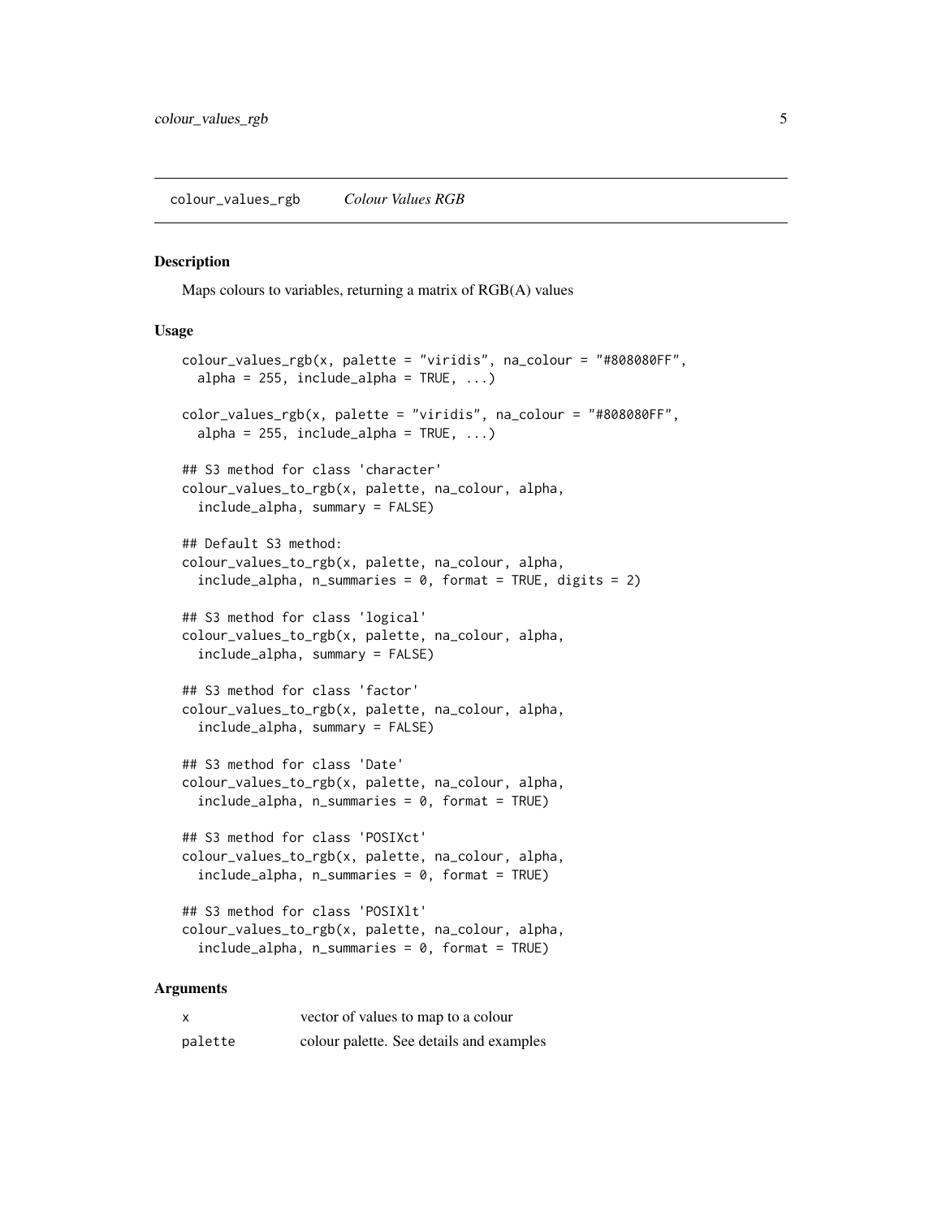colour_values_rgb &nbsp;&nbsp;&nbsp;&nbsp; *Colour Values RGB*

## Description

Maps colours to variables, returning a matrix of RGB(A) values

## Usage

```
colour_values_rgb(x, palette = "viridis", na_colour = "#808080FF",
  alpha = 255, include_alpha = TRUE, ...)

color_values_rgb(x, palette = "viridis", na_colour = "#808080FF",
  alpha = 255, include_alpha = TRUE, ...)

## S3 method for class 'character'
colour_values_to_rgb(x, palette, na_colour, alpha,
  include_alpha, summary = FALSE)

## Default S3 method:
colour_values_to_rgb(x, palette, na_colour, alpha,
  include_alpha, n_summaries = 0, format = TRUE, digits = 2)

## S3 method for class 'logical'
colour_values_to_rgb(x, palette, na_colour, alpha,
  include_alpha, summary = FALSE)

## S3 method for class 'factor'
colour_values_to_rgb(x, palette, na_colour, alpha,
  include_alpha, summary = FALSE)

## S3 method for class 'Date'
colour_values_to_rgb(x, palette, na_colour, alpha,
  include_alpha, n_summaries = 0, format = TRUE)

## S3 method for class 'POSIXct'
colour_values_to_rgb(x, palette, na_colour, alpha,
  include_alpha, n_summaries = 0, format = TRUE)

## S3 method for class 'POSIXlt'
colour_values_to_rgb(x, palette, na_colour, alpha,
  include_alpha, n_summaries = 0, format = TRUE)
```

## Arguments

| | |
|---|---|
| x | vector of values to map to a colour |
| palette | colour palette. See details and examples |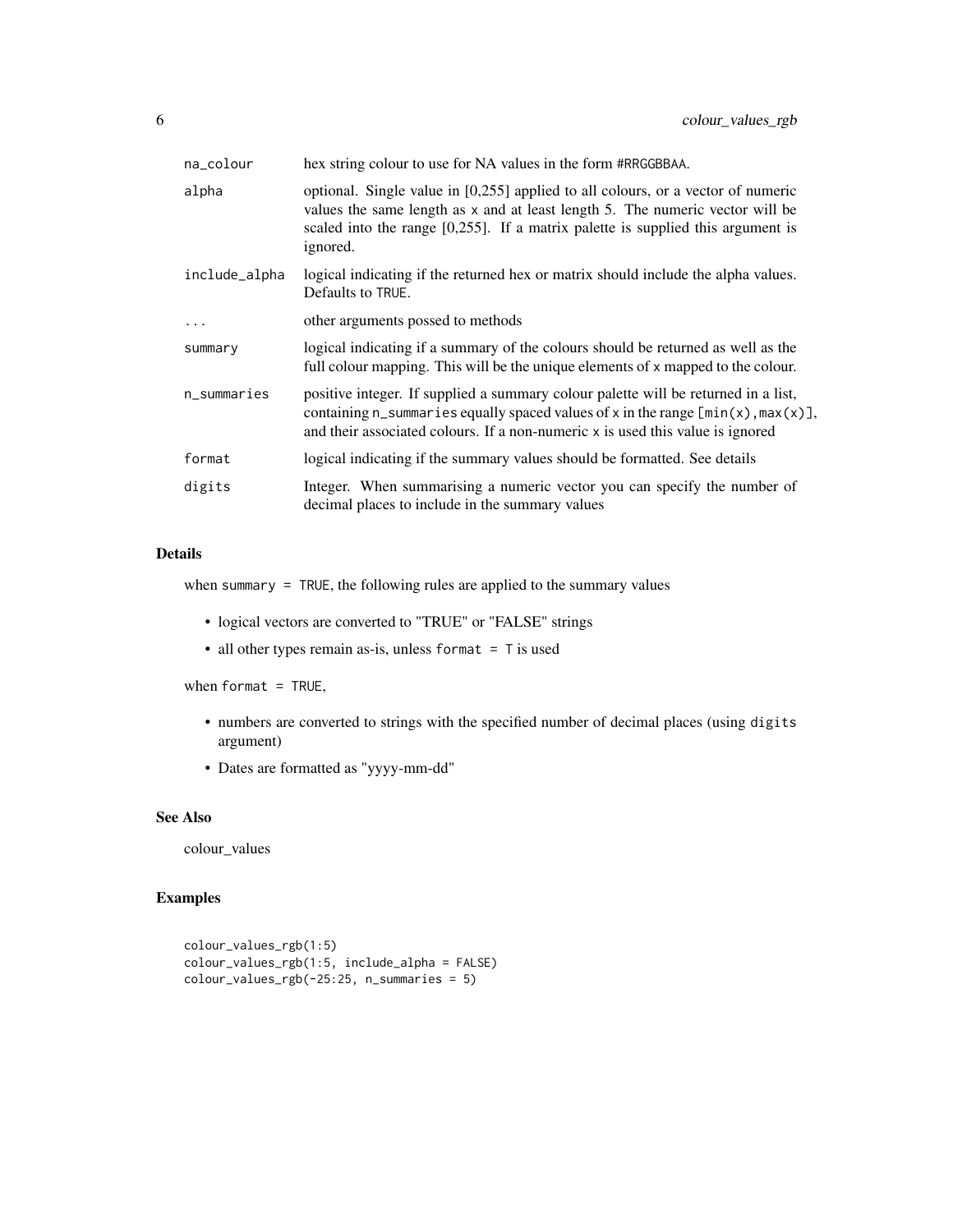| | |
|---|---|
| na_colour | hex string colour to use for NA values in the form #RRGGBBAA. |
| alpha | optional. Single value in [0,255] applied to all colours, or a vector of numeric values the same length as x and at least length 5. The numeric vector will be scaled into the range [0,255]. If a matrix palette is supplied this argument is ignored. |
| include_alpha | logical indicating if the returned hex or matrix should include the alpha values. Defaults to TRUE. |
| ... | other arguments possed to methods |
| summary | logical indicating if a summary of the colours should be returned as well as the full colour mapping. This will be the unique elements of x mapped to the colour. |
| n_summaries | positive integer. If supplied a summary colour palette will be returned in a list, containing n_summaries equally spaced values of x in the range [min(x),max(x)], and their associated colours. If a non-numeric x is used this value is ignored |
| format | logical indicating if the summary values should be formatted. See details |
| digits | Integer. When summarising a numeric vector you can specify the number of decimal places to include in the summary values |

## Details

when summary = TRUE, the following rules are applied to the summary values

- logical vectors are converted to "TRUE" or "FALSE" strings
- all other types remain as-is, unless format = T is used

when format = TRUE,

- numbers are converted to strings with the specified number of decimal places (using digits argument)
- Dates are formatted as "yyyy-mm-dd"

## See Also

colour_values

## Examples

```
colour_values_rgb(1:5)
colour_values_rgb(1:5, include_alpha = FALSE)
colour_values_rgb(-25:25, n_summaries = 5)
```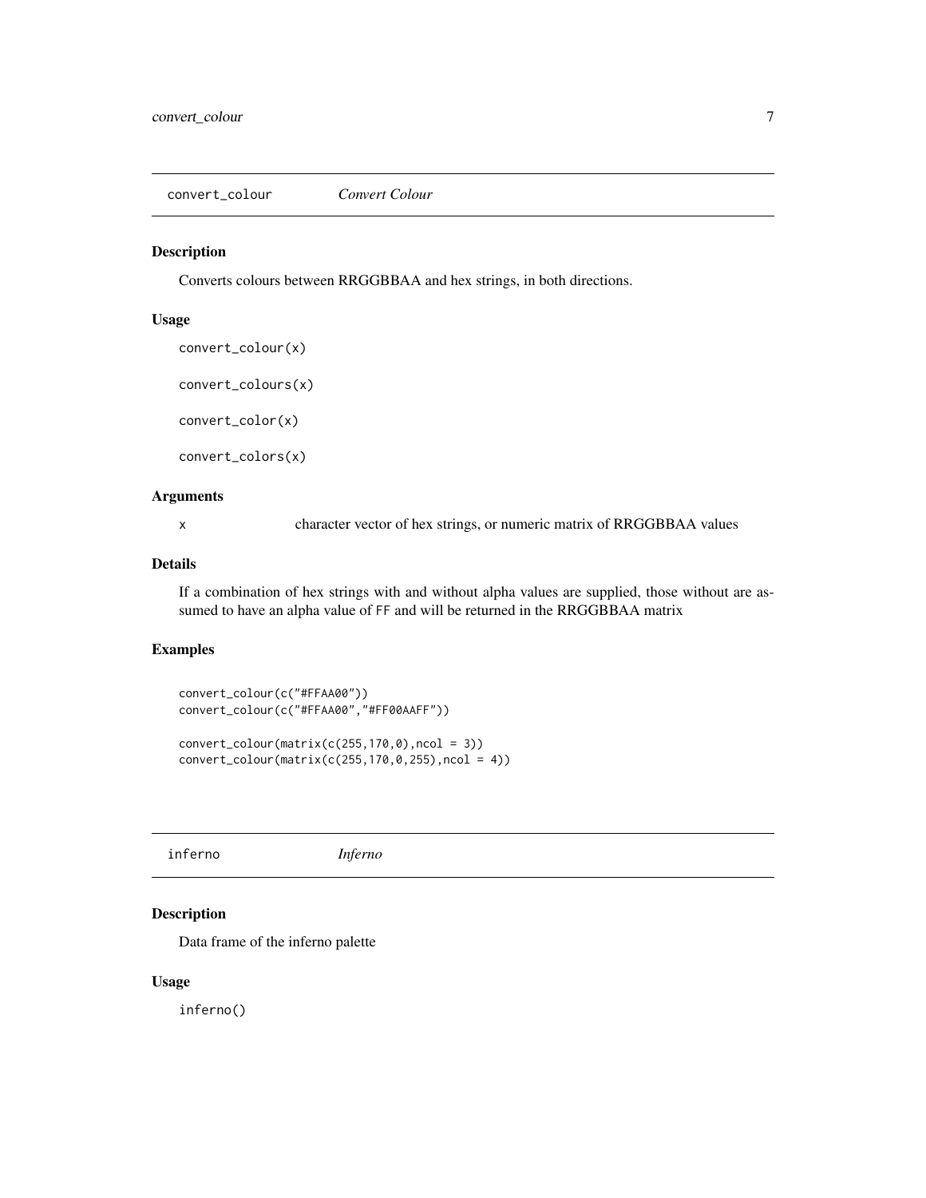## convert_colour *Convert Colour*

### Description

Converts colours between RRGGBBAA and hex strings, in both directions.

### Usage

```
convert_colour(x)

convert_colours(x)

convert_color(x)

convert_colors(x)
```

### Arguments

| | |
|---|---|
| x | character vector of hex strings, or numeric matrix of RRGGBBAA values |

### Details

If a combination of hex strings with and without alpha values are supplied, those without are assumed to have an alpha value of `FF` and will be returned in the RRGGBBAA matrix

### Examples

```
convert_colour(c("#FFAA00"))
convert_colour(c("#FFAA00","#FF00AAFF"))

convert_colour(matrix(c(255,170,0),ncol = 3))
convert_colour(matrix(c(255,170,0,255),ncol = 4))
```

## inferno *Inferno*

### Description

Data frame of the inferno palette

### Usage

```
inferno()
```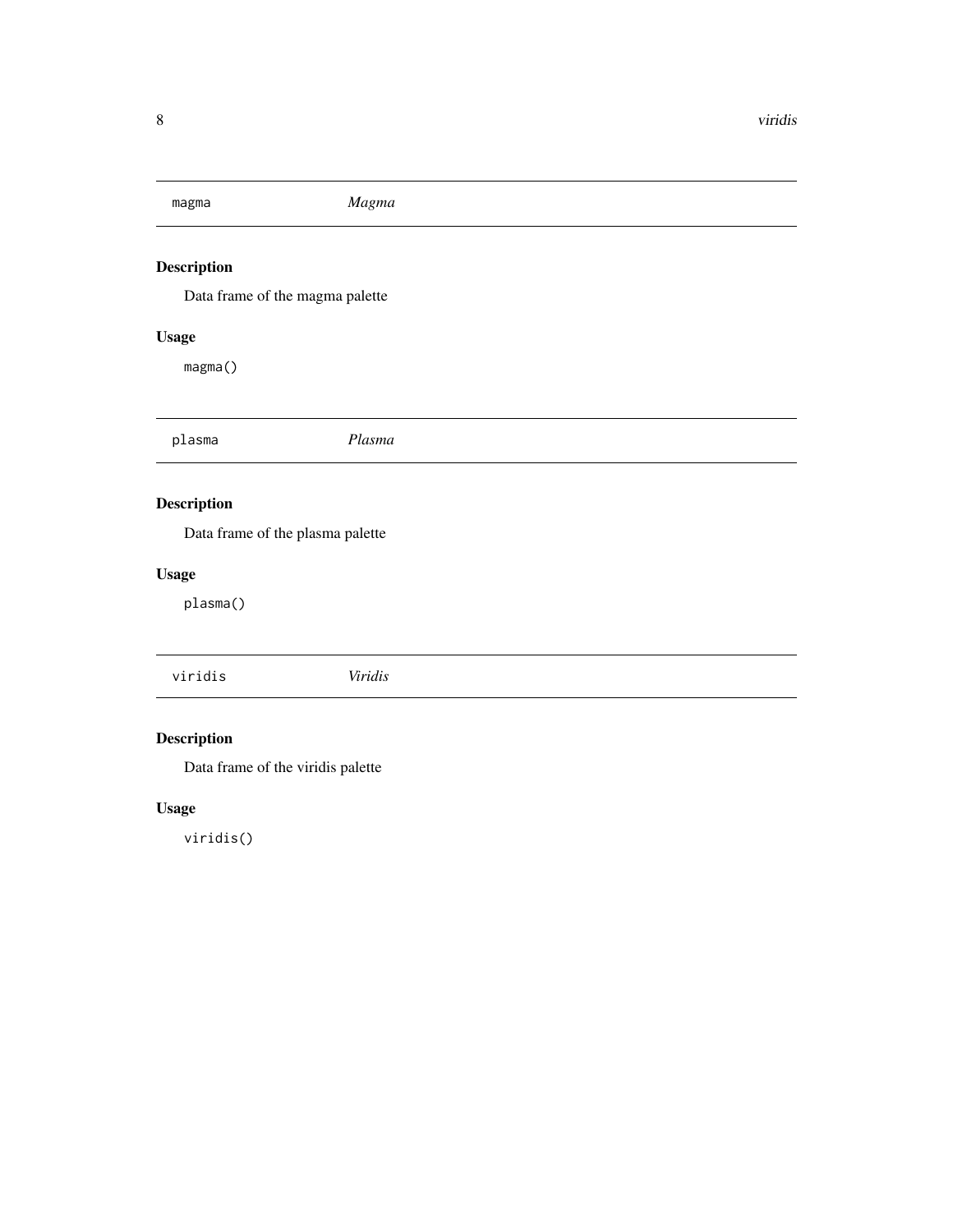## magma — *Magma*

### Description

Data frame of the magma palette

### Usage

```
magma()
```

## plasma — *Plasma*

### Description

Data frame of the plasma palette

### Usage

```
plasma()
```

## viridis — *Viridis*

### Description

Data frame of the viridis palette

### Usage

```
viridis()
```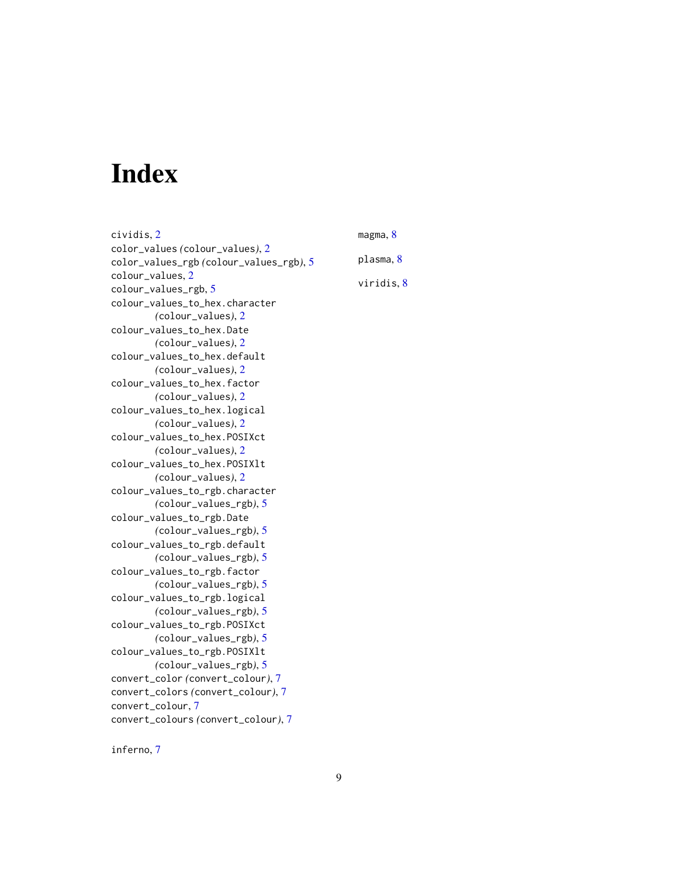# Index

cividis, 2
color_values (colour_values), 2
color_values_rgb (colour_values_rgb), 5
colour_values, 2
colour_values_rgb, 5
colour_values_to_hex.character (colour_values), 2
colour_values_to_hex.Date (colour_values), 2
colour_values_to_hex.default (colour_values), 2
colour_values_to_hex.factor (colour_values), 2
colour_values_to_hex.logical (colour_values), 2
colour_values_to_hex.POSIXct (colour_values), 2
colour_values_to_hex.POSIXlt (colour_values), 2
colour_values_to_rgb.character (colour_values_rgb), 5
colour_values_to_rgb.Date (colour_values_rgb), 5
colour_values_to_rgb.default (colour_values_rgb), 5
colour_values_to_rgb.factor (colour_values_rgb), 5
colour_values_to_rgb.logical (colour_values_rgb), 5
colour_values_to_rgb.POSIXct (colour_values_rgb), 5
colour_values_to_rgb.POSIXlt (colour_values_rgb), 5
convert_color (convert_colour), 7
convert_colors (convert_colour), 7
convert_colour, 7
convert_colours (convert_colour), 7

inferno, 7

magma, 8

plasma, 8

viridis, 8